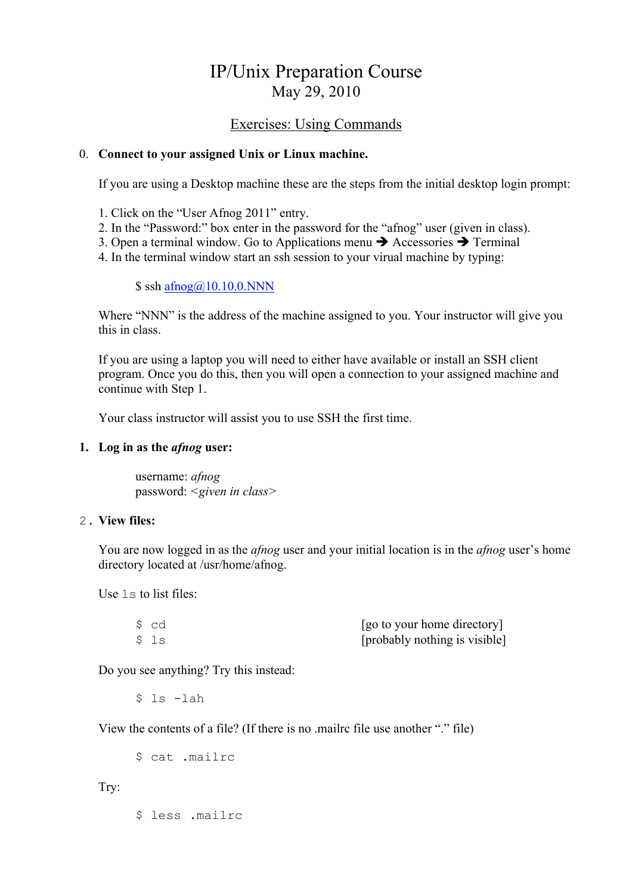# IP/Unix Preparation Course
May 29, 2010

## Exercises: Using Commands

0. **Connect to your assigned Unix or Linux machine.**

   If you are using a Desktop machine these are the steps from the initial desktop login prompt:

   1. Click on the "User Afnog 2011" entry.
   2. In the "Password:" box enter in the password for the "afnog" user (given in class).
   3. Open a terminal window. Go to Applications menu ➔ Accessories ➔ Terminal
   4. In the terminal window start an ssh session to your virual machine by typing:

   ```
   $ ssh afnog@10.10.0.NNN
   ```

   Where "NNN" is the address of the machine assigned to you. Your instructor will give you this in class.

   If you are using a laptop you will need to either have available or install an SSH client program. Once you do this, then you will open a connection to your assigned machine and continue with Step 1.

   Your class instructor will assist you to use SSH the first time.

1. **Log in as the *afnog* user:**

   username: *afnog*
   password: <*given in class*>

2. **View files:**

   You are now logged in as the *afnog* user and your initial location is in the *afnog* user's home directory located at /usr/home/afnog.

   Use `ls` to list files:

   ```
   $ cd                    [go to your home directory]
   $ ls                    [probably nothing is visible]
   ```

   Do you see anything? Try this instead:

   ```
   $ ls -lah
   ```

   View the contents of a file? (If there is no .mailrc file use another "." file)

   ```
   $ cat .mailrc
   ```

   Try:

   ```
   $ less .mailrc
   ```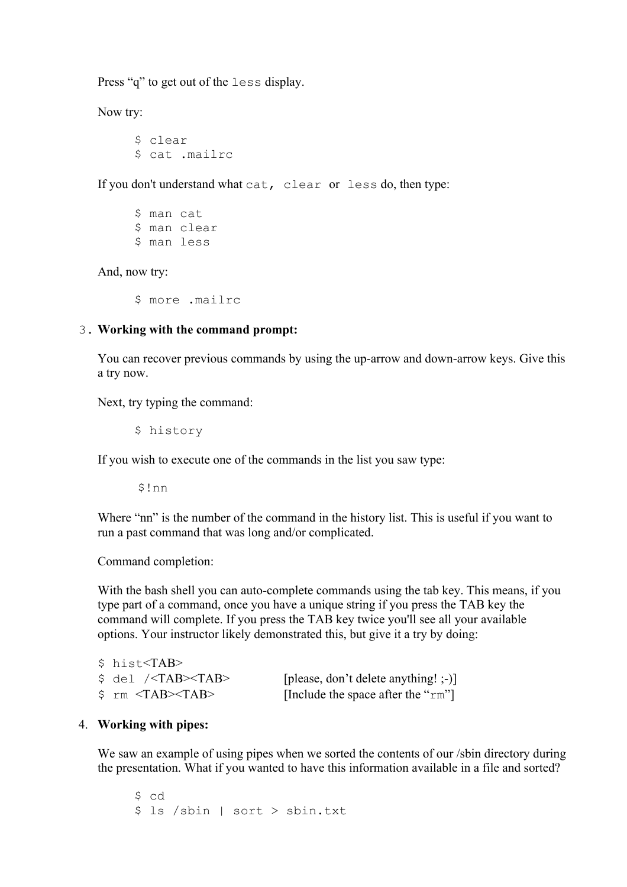Press "q" to get out of the `less` display.

Now try:

```
$ clear
$ cat .mailrc
```

If you don't understand what `cat`, `clear` or `less` do, then type:

```
$ man cat
$ man clear
$ man less
```

And, now try:

```
$ more .mailrc
```

3. **Working with the command prompt:**

You can recover previous commands by using the up-arrow and down-arrow keys. Give this a try now.

Next, try typing the command:

```
$ history
```

If you wish to execute one of the commands in the list you saw type:

```
$!nn
```

Where "nn" is the number of the command in the history list. This is useful if you want to run a past command that was long and/or complicated.

Command completion:

With the bash shell you can auto-complete commands using the tab key. This means, if you type part of a command, once you have a unique string if you press the TAB key the command will complete. If you press the TAB key twice you'll see all your available options. Your instructor likely demonstrated this, but give it a try by doing:

```
$ hist<TAB>
$ del /<TAB><TAB>            [please, don't delete anything! ;-)]
$ rm <TAB><TAB>              [Include the space after the "rm"]
```

4. **Working with pipes:**

We saw an example of using pipes when we sorted the contents of our /sbin directory during the presentation. What if you wanted to have this information available in a file and sorted?

```
$ cd
$ ls /sbin | sort > sbin.txt
```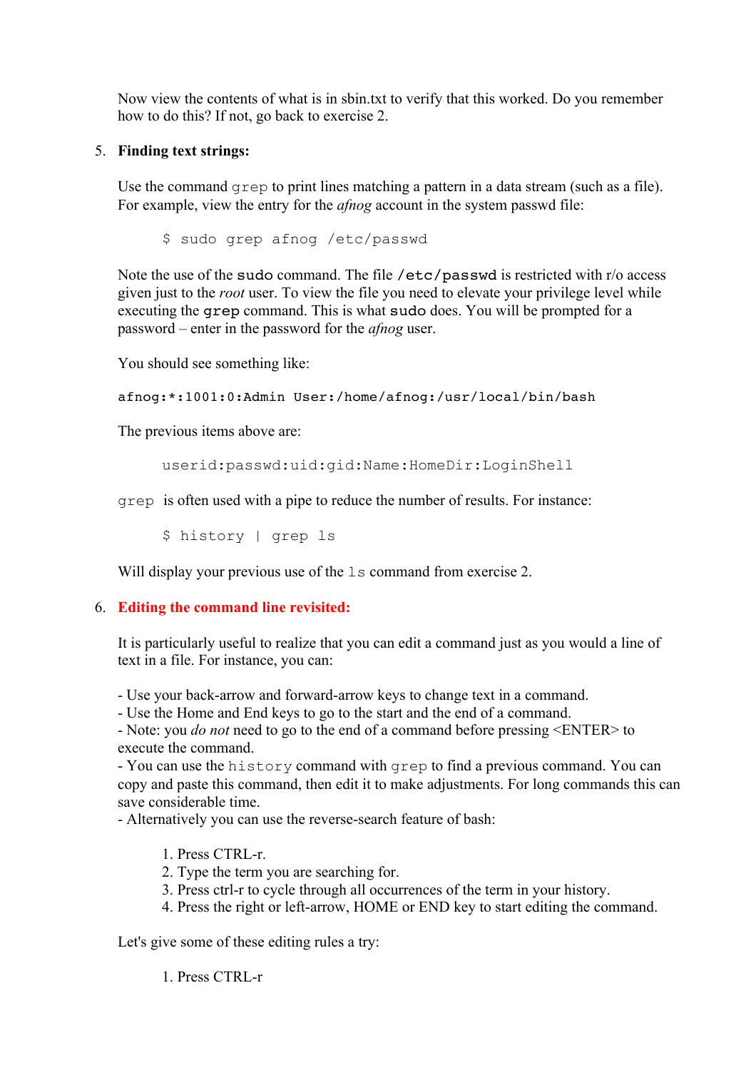Now view the contents of what is in sbin.txt to verify that this worked. Do you remember how to do this? If not, go back to exercise 2.

5. **Finding text strings:**

   Use the command `grep` to print lines matching a pattern in a data stream (such as a file). For example, view the entry for the *afnog* account in the system passwd file:

   ```
   $ sudo grep afnog /etc/passwd
   ```

   Note the use of the `sudo` command. The file `/etc/passwd` is restricted with r/o access given just to the *root* user. To view the file you need to elevate your privilege level while executing the `grep` command. This is what `sudo` does. You will be prompted for a password – enter in the password for the *afnog* user.

   You should see something like:

   ```
   afnog:*:1001:0:Admin User:/home/afnog:/usr/local/bin/bash
   ```

   The previous items above are:

   ```
   userid:passwd:uid:gid:Name:HomeDir:LoginShell
   ```

   `grep` is often used with a pipe to reduce the number of results. For instance:

   ```
   $ history | grep ls
   ```

   Will display your previous use of the `ls` command from exercise 2.

6. **Editing the command line revisited:**

   It is particularly useful to realize that you can edit a command just as you would a line of text in a file. For instance, you can:

   - Use your back-arrow and forward-arrow keys to change text in a command.
   - Use the Home and End keys to go to the start and the end of a command.
   - Note: you *do not* need to go to the end of a command before pressing <ENTER> to execute the command.
   - You can use the `history` command with `grep` to find a previous command. You can copy and paste this command, then edit it to make adjustments. For long commands this can save considerable time.
   - Alternatively you can use the reverse-search feature of bash:

     1. Press CTRL-r.
     2. Type the term you are searching for.
     3. Press ctrl-r to cycle through all occurrences of the term in your history.
     4. Press the right or left-arrow, HOME or END key to start editing the command.

   Let's give some of these editing rules a try:

     1. Press CTRL-r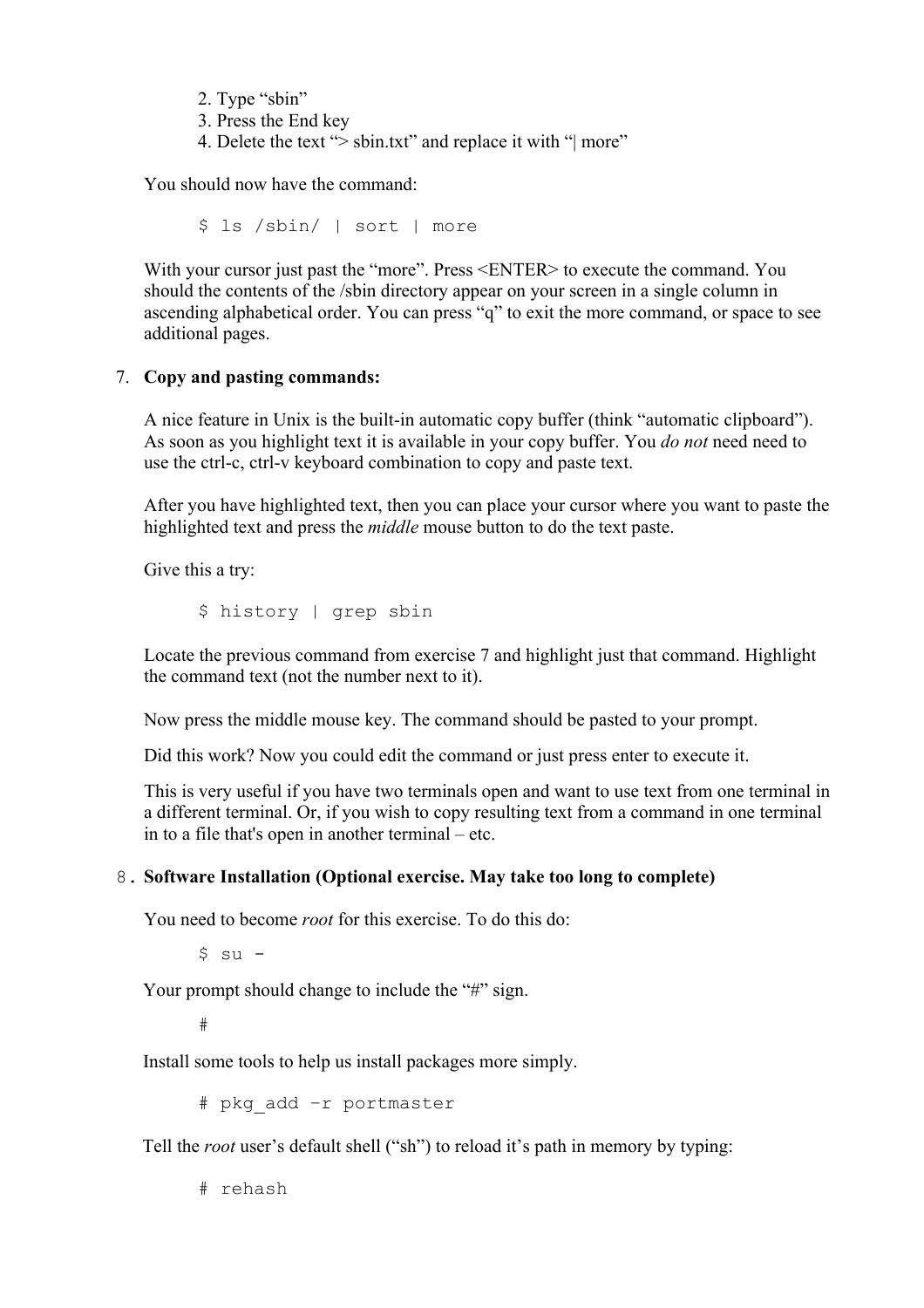2. Type “sbin”
3. Press the End key
4. Delete the text “> sbin.txt” and replace it with “| more”

You should now have the command:

```
$ ls /sbin/ | sort | more
```

With your cursor just past the “more”. Press <ENTER> to execute the command. You should the contents of the /sbin directory appear on your screen in a single column in ascending alphabetical order. You can press “q” to exit the more command, or space to see additional pages.

7. **Copy and pasting commands:**

A nice feature in Unix is the built-in automatic copy buffer (think “automatic clipboard”). As soon as you highlight text it is available in your copy buffer. You *do not* need need to use the ctrl-c, ctrl-v keyboard combination to copy and paste text.

After you have highlighted text, then you can place your cursor where you want to paste the highlighted text and press the *middle* mouse button to do the text paste.

Give this a try:

```
$ history | grep sbin
```

Locate the previous command from exercise 7 and highlight just that command. Highlight the command text (not the number next to it).

Now press the middle mouse key. The command should be pasted to your prompt.

Did this work? Now you could edit the command or just press enter to execute it.

This is very useful if you have two terminals open and want to use text from one terminal in a different terminal. Or, if you wish to copy resulting text from a command in one terminal in to a file that's open in another terminal – etc.

8. **Software Installation (Optional exercise. May take too long to complete)**

You need to become *root* for this exercise. To do this do:

```
$ su -
```

Your prompt should change to include the “#” sign.

```
#
```

Install some tools to help us install packages more simply.

```
# pkg_add –r portmaster
```

Tell the *root* user’s default shell (“sh”) to reload it’s path in memory by typing:

```
# rehash
```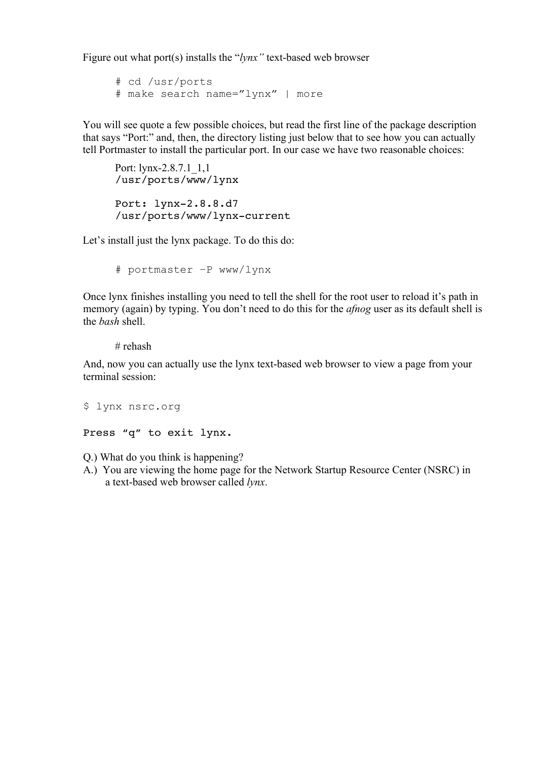Figure out what port(s) installs the "*lynx"* text-based web browser

```
# cd /usr/ports
# make search name="lynx" | more
```

You will see quote a few possible choices, but read the first line of the package description that says "Port:" and, then, the directory listing just below that to see how you can actually tell Portmaster to install the particular port. In our case we have two reasonable choices:

```
Port: lynx-2.8.7.1_1,1
/usr/ports/www/lynx

Port: lynx-2.8.8.d7
/usr/ports/www/lynx-current
```

Let's install just the lynx package. To do this do:

```
# portmaster -P www/lynx
```

Once lynx finishes installing you need to tell the shell for the root user to reload it's path in memory (again) by typing. You don't need to do this for the *afnog* user as its default shell is the *bash* shell.

```
# rehash
```

And, now you can actually use the lynx text-based web browser to view a page from your terminal session:

```
$ lynx nsrc.org
```

Press "q" to exit lynx.

Q.) What do you think is happening?

A.) You are viewing the home page for the Network Startup Resource Center (NSRC) in a text-based web browser called *lynx*.